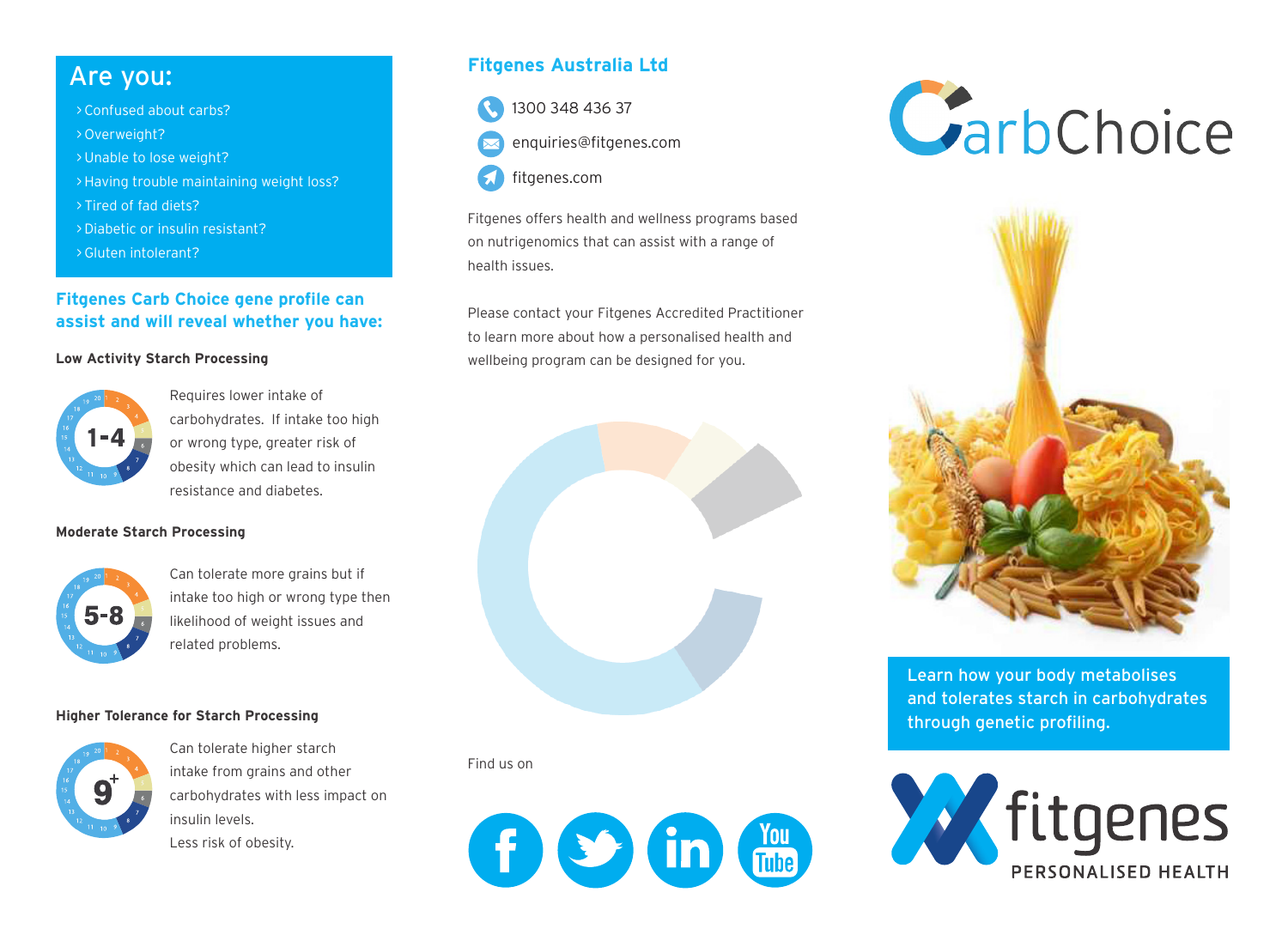## Are you:

- Confused about carbs?
- Overweight?
- Unable to lose weight?
- Having trouble maintaining weight loss?
- Tired of fad diets?
- Diabetic or insulin resistant?
- Gluten intolerant?

### Fitgenes Carb Choice gene profile can assist and will reveal whether you have:

**Low Activity Starch Processing**

**1-4**

Requires lower intake of carbohydrates. If intake too high or wrong type, greater risk of obesity which can lead to insulin resistance and diabetes.

**Moderate Starch Processing**

**5-8**

Can tolerate more grains but if intake too high or wrong type then likelihood of weight issues and related problems.

**Higher Tolerance for Starch Processing**

**9+**

Can tolerate higher starch intake from grains and other carbohydrates with less impact on insulin levels.
Less risk of obesity.

## Fitgenes Australia Ltd

1300 348 436 37

enquiries@fitgenes.com

fitgenes.com

Fitgenes offers health and wellness programs based on nutrigenomics that can assist with a range of health issues.

Please contact your Fitgenes Accredited Practitioner to learn more about how a personalised health and wellbeing program can be designed for you.

Find us on

# CarbChoice

**Learn how your body metabolises and tolerates starch in carbohydrates through genetic profiling.**

fitgenes
PERSONALISED HEALTH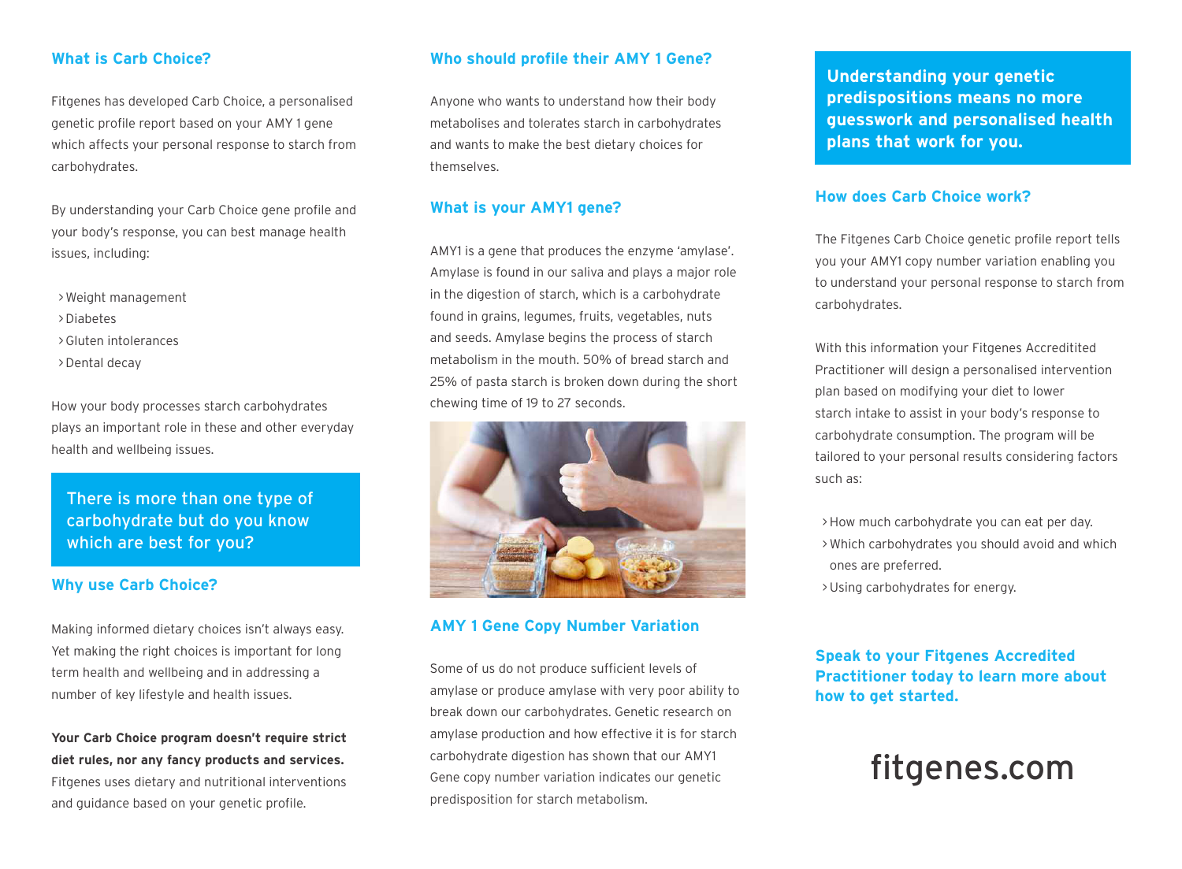## What is Carb Choice?

Fitgenes has developed Carb Choice, a personalised genetic profile report based on your AMY 1 gene which affects your personal response to starch from carbohydrates.

By understanding your Carb Choice gene profile and your body's response, you can best manage health issues, including:

- Weight management
- Diabetes
- Gluten intolerances
- Dental decay

How your body processes starch carbohydrates plays an important role in these and other everyday health and wellbeing issues.

> There is more than one type of carbohydrate but do you know which are best for you?

## Why use Carb Choice?

Making informed dietary choices isn't always easy. Yet making the right choices is important for long term health and wellbeing and in addressing a number of key lifestyle and health issues.

**Your Carb Choice program doesn't require strict diet rules, nor any fancy products and services.** Fitgenes uses dietary and nutritional interventions and guidance based on your genetic profile.

## Who should profile their AMY 1 Gene?

Anyone who wants to understand how their body metabolises and tolerates starch in carbohydrates and wants to make the best dietary choices for themselves.

## What is your AMY1 gene?

AMY1 is a gene that produces the enzyme 'amylase'. Amylase is found in our saliva and plays a major role in the digestion of starch, which is a carbohydrate found in grains, legumes, fruits, vegetables, nuts and seeds. Amylase begins the process of starch metabolism in the mouth. 50% of bread starch and 25% of pasta starch is broken down during the short chewing time of 19 to 27 seconds.

## AMY 1 Gene Copy Number Variation

Some of us do not produce sufficient levels of amylase or produce amylase with very poor ability to break down our carbohydrates. Genetic research on amylase production and how effective it is for starch carbohydrate digestion has shown that our AMY1 Gene copy number variation indicates our genetic predisposition for starch metabolism.

> **Understanding your genetic predispositions means no more guesswork and personalised health plans that work for you.**

## How does Carb Choice work?

The Fitgenes Carb Choice genetic profile report tells you your AMY1 copy number variation enabling you to understand your personal response to starch from carbohydrates.

With this information your Fitgenes Accreditited Practitioner will design a personalised intervention plan based on modifying your diet to lower starch intake to assist in your body's response to carbohydrate consumption. The program will be tailored to your personal results considering factors such as:

- How much carbohydrate you can eat per day.
- Which carbohydrates you should avoid and which ones are preferred.
- Using carbohydrates for energy.

**Speak to your Fitgenes Accredited Practitioner today to learn more about how to get started.**

fitgenes.com